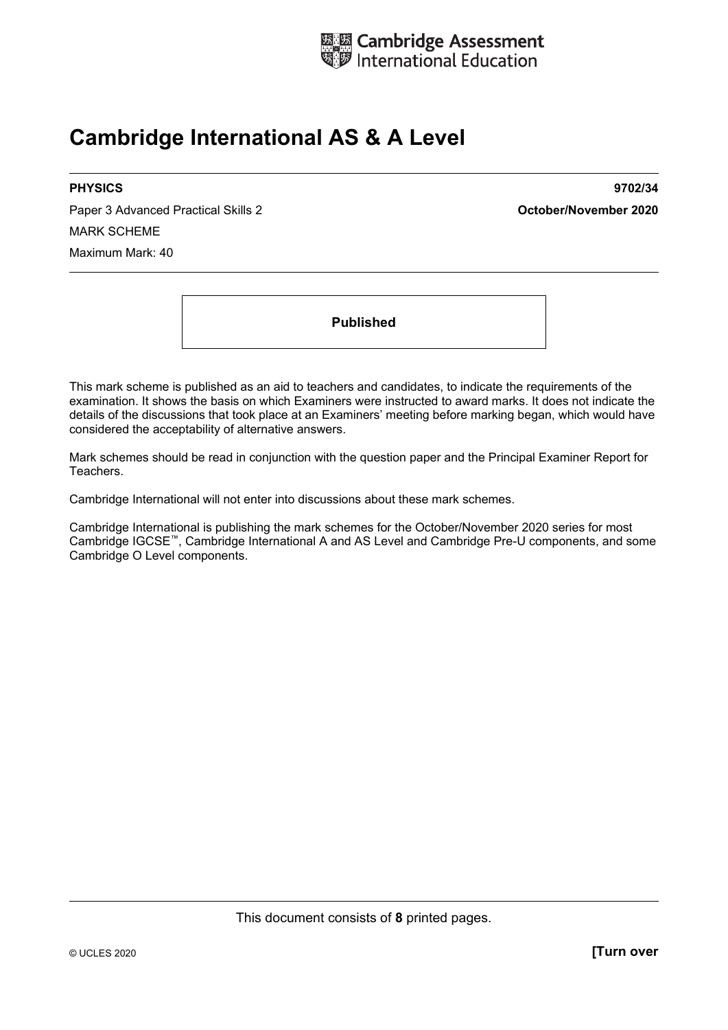Cambridge Assessment International Education

# Cambridge International AS & A Level

**PHYSICS** **9702/34**

Paper 3 Advanced Practical Skills 2 **October/November 2020**

MARK SCHEME

Maximum Mark: 40

**Published**

This mark scheme is published as an aid to teachers and candidates, to indicate the requirements of the examination. It shows the basis on which Examiners were instructed to award marks. It does not indicate the details of the discussions that took place at an Examiners' meeting before marking began, which would have considered the acceptability of alternative answers.

Mark schemes should be read in conjunction with the question paper and the Principal Examiner Report for Teachers.

Cambridge International will not enter into discussions about these mark schemes.

Cambridge International is publishing the mark schemes for the October/November 2020 series for most Cambridge IGCSE™, Cambridge International A and AS Level and Cambridge Pre-U components, and some Cambridge O Level components.

This document consists of **8** printed pages.

© UCLES 2020 **[Turn over**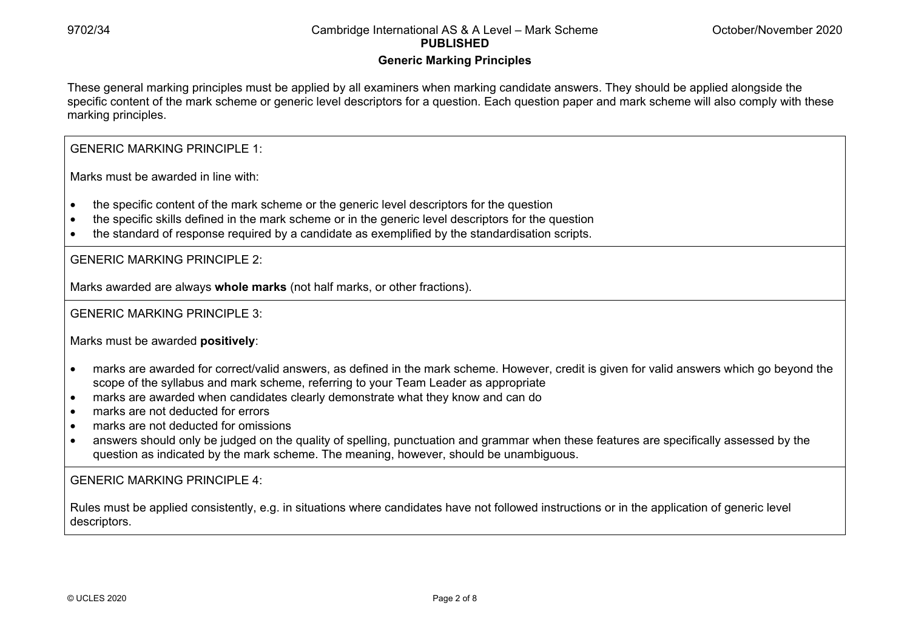## Generic Marking Principles

These general marking principles must be applied by all examiners when marking candidate answers. They should be applied alongside the specific content of the mark scheme or generic level descriptors for a question. Each question paper and mark scheme will also comply with these marking principles.

GENERIC MARKING PRINCIPLE 1:

Marks must be awarded in line with:

- the specific content of the mark scheme or the generic level descriptors for the question
- the specific skills defined in the mark scheme or in the generic level descriptors for the question
- the standard of response required by a candidate as exemplified by the standardisation scripts.

GENERIC MARKING PRINCIPLE 2:

Marks awarded are always **whole marks** (not half marks, or other fractions).

GENERIC MARKING PRINCIPLE 3:

Marks must be awarded **positively**:

- marks are awarded for correct/valid answers, as defined in the mark scheme. However, credit is given for valid answers which go beyond the scope of the syllabus and mark scheme, referring to your Team Leader as appropriate
- marks are awarded when candidates clearly demonstrate what they know and can do
- marks are not deducted for errors
- marks are not deducted for omissions
- answers should only be judged on the quality of spelling, punctuation and grammar when these features are specifically assessed by the question as indicated by the mark scheme. The meaning, however, should be unambiguous.

GENERIC MARKING PRINCIPLE 4:

Rules must be applied consistently, e.g. in situations where candidates have not followed instructions or in the application of generic level descriptors.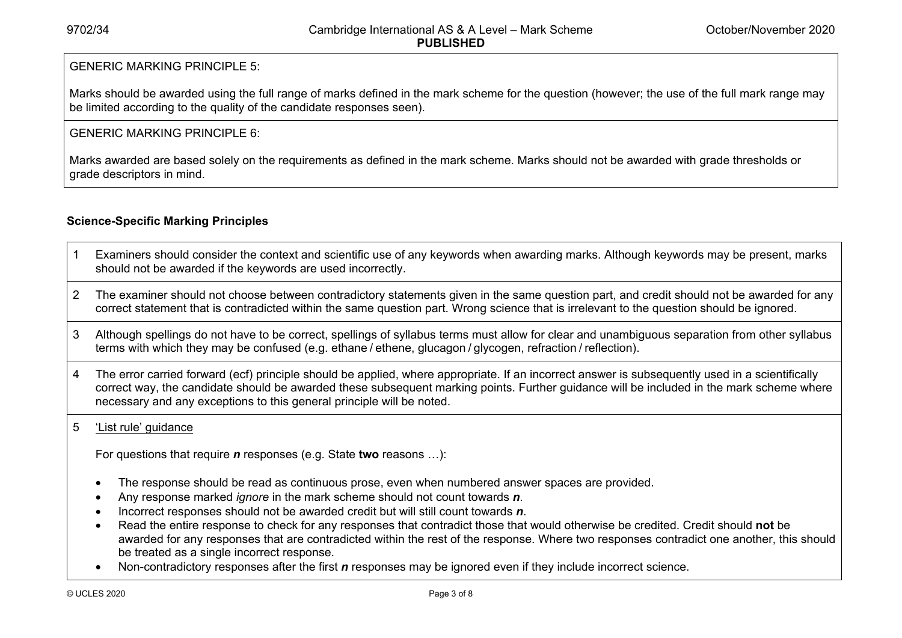GENERIC MARKING PRINCIPLE 5:

Marks should be awarded using the full range of marks defined in the mark scheme for the question (however; the use of the full mark range may be limited according to the quality of the candidate responses seen).

GENERIC MARKING PRINCIPLE 6:

Marks awarded are based solely on the requirements as defined in the mark scheme. Marks should not be awarded with grade thresholds or grade descriptors in mind.

**Science-Specific Marking Principles**

1. Examiners should consider the context and scientific use of any keywords when awarding marks. Although keywords may be present, marks should not be awarded if the keywords are used incorrectly.

2. The examiner should not choose between contradictory statements given in the same question part, and credit should not be awarded for any correct statement that is contradicted within the same question part. Wrong science that is irrelevant to the question should be ignored.

3. Although spellings do not have to be correct, spellings of syllabus terms must allow for clear and unambiguous separation from other syllabus terms with which they may be confused (e.g. ethane / ethene, glucagon / glycogen, refraction / reflection).

4. The error carried forward (ecf) principle should be applied, where appropriate. If an incorrect answer is subsequently used in a scientifically correct way, the candidate should be awarded these subsequent marking points. Further guidance will be included in the mark scheme where necessary and any exceptions to this general principle will be noted.

5. <u>'List rule' guidance</u>

   For questions that require ***n*** responses (e.g. State **two** reasons …):

   - The response should be read as continuous prose, even when numbered answer spaces are provided.
   - Any response marked *ignore* in the mark scheme should not count towards ***n***.
   - Incorrect responses should not be awarded credit but will still count towards ***n***.
   - Read the entire response to check for any responses that contradict those that would otherwise be credited. Credit should **not** be awarded for any responses that are contradicted within the rest of the response. Where two responses contradict one another, this should be treated as a single incorrect response.
   - Non-contradictory responses after the first ***n*** responses may be ignored even if they include incorrect science.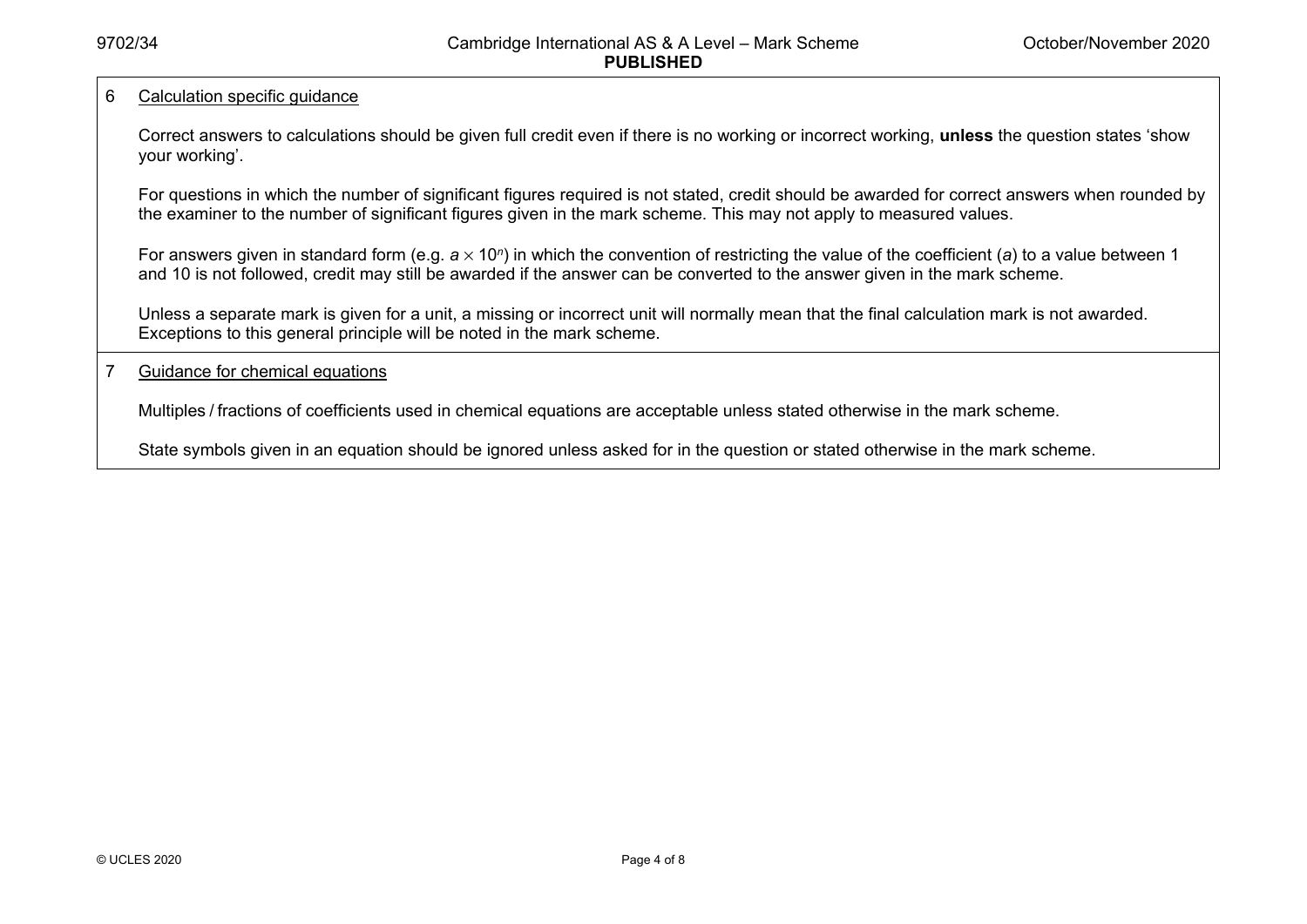6 Calculation specific guidance

Correct answers to calculations should be given full credit even if there is no working or incorrect working, **unless** the question states 'show your working'.

For questions in which the number of significant figures required is not stated, credit should be awarded for correct answers when rounded by the examiner to the number of significant figures given in the mark scheme. This may not apply to measured values.

For answers given in standard form (e.g. $a \times 10^n$) in which the convention of restricting the value of the coefficient ($a$) to a value between 1 and 10 is not followed, credit may still be awarded if the answer can be converted to the answer given in the mark scheme.

Unless a separate mark is given for a unit, a missing or incorrect unit will normally mean that the final calculation mark is not awarded. Exceptions to this general principle will be noted in the mark scheme.

7 Guidance for chemical equations

Multiples / fractions of coefficients used in chemical equations are acceptable unless stated otherwise in the mark scheme.

State symbols given in an equation should be ignored unless asked for in the question or stated otherwise in the mark scheme.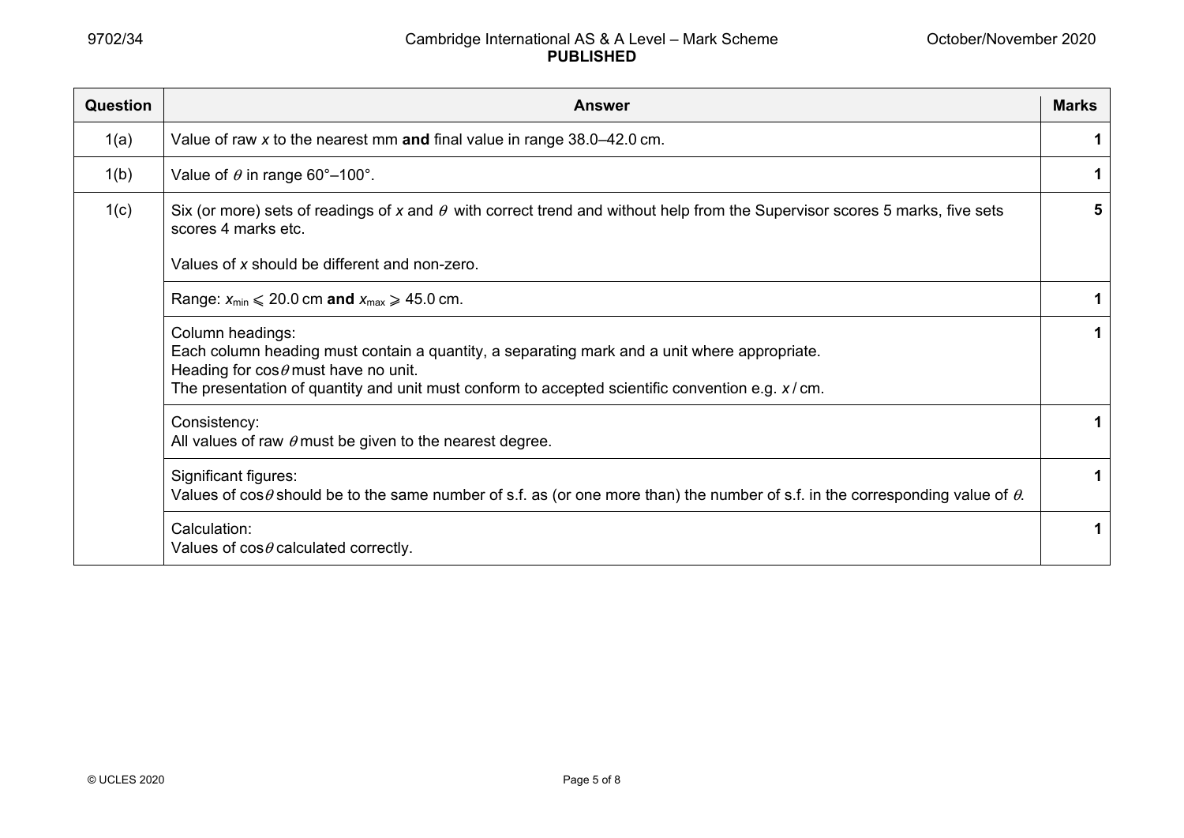| Question | Answer | Marks |
|---|---|---|
| 1(a) | Value of raw $x$ to the nearest mm **and** final value in range 38.0–42.0 cm. | 1 |
| 1(b) | Value of $\theta$ in range 60°–100°. | 1 |
| 1(c) | Six (or more) sets of readings of $x$ and $\theta$ with correct trend and without help from the Supervisor scores 5 marks, five sets scores 4 marks etc.<br><br>Values of $x$ should be different and non-zero. | 5 |
| | Range: $x_{min} \leqslant 20.0$ cm **and** $x_{max} \geqslant 45.0$ cm. | 1 |
| | Column headings:<br>Each column heading must contain a quantity, a separating mark and a unit where appropriate.<br>Heading for $\cos\theta$ must have no unit.<br>The presentation of quantity and unit must conform to accepted scientific convention e.g. $x$ / cm. | 1 |
| | Consistency:<br>All values of raw $\theta$ must be given to the nearest degree. | 1 |
| | Significant figures:<br>Values of $\cos\theta$ should be to the same number of s.f. as (or one more than) the number of s.f. in the corresponding value of $\theta$. | 1 |
| | Calculation:<br>Values of $\cos\theta$ calculated correctly. | 1 |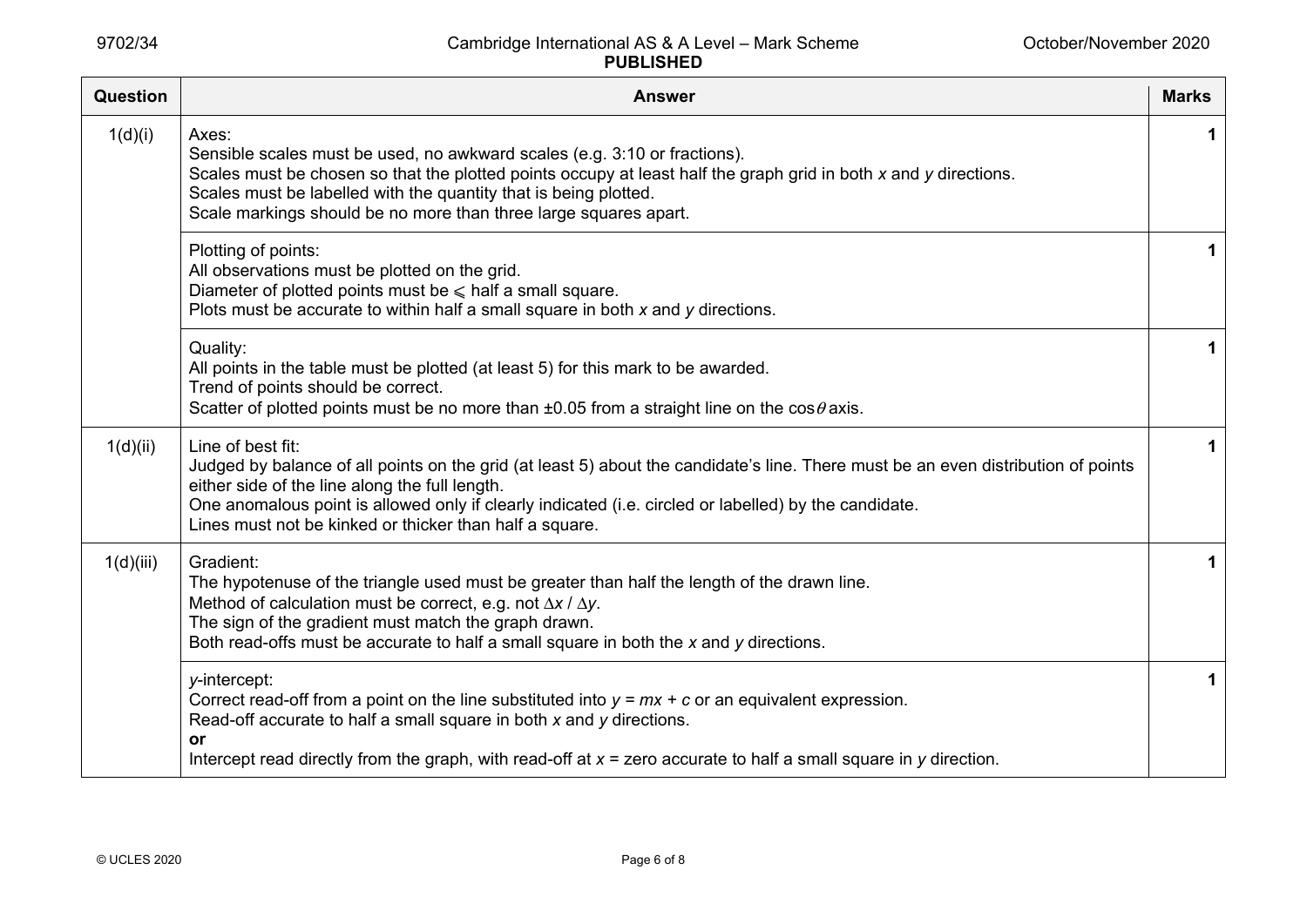| Question | Answer | Marks |
|---|---|---|
| 1(d)(i) | Axes:<br>Sensible scales must be used, no awkward scales (e.g. 3:10 or fractions).<br>Scales must be chosen so that the plotted points occupy at least half the graph grid in both $x$ and $y$ directions.<br>Scales must be labelled with the quantity that is being plotted.<br>Scale markings should be no more than three large squares apart. | **1** |
| | Plotting of points:<br>All observations must be plotted on the grid.<br>Diameter of plotted points must be $\leqslant$ half a small square.<br>Plots must be accurate to within half a small square in both $x$ and $y$ directions. | **1** |
| | Quality:<br>All points in the table must be plotted (at least 5) for this mark to be awarded.<br>Trend of points should be correct.<br>Scatter of plotted points must be no more than $\pm 0.05$ from a straight line on the $\cos\theta$ axis. | **1** |
| 1(d)(ii) | Line of best fit:<br>Judged by balance of all points on the grid (at least 5) about the candidate's line. There must be an even distribution of points either side of the line along the full length.<br>One anomalous point is allowed only if clearly indicated (i.e. circled or labelled) by the candidate.<br>Lines must not be kinked or thicker than half a square. | **1** |
| 1(d)(iii) | Gradient:<br>The hypotenuse of the triangle used must be greater than half the length of the drawn line.<br>Method of calculation must be correct, e.g. not $\Delta x / \Delta y$.<br>The sign of the gradient must match the graph drawn.<br>Both read-offs must be accurate to half a small square in both the $x$ and $y$ directions. | **1** |
| | $y$-intercept:<br>Correct read-off from a point on the line substituted into $y = mx + c$ or an equivalent expression.<br>Read-off accurate to half a small square in both $x$ and $y$ directions.<br>**or**<br>Intercept read directly from the graph, with read-off at $x$ = zero accurate to half a small square in $y$ direction. | **1** |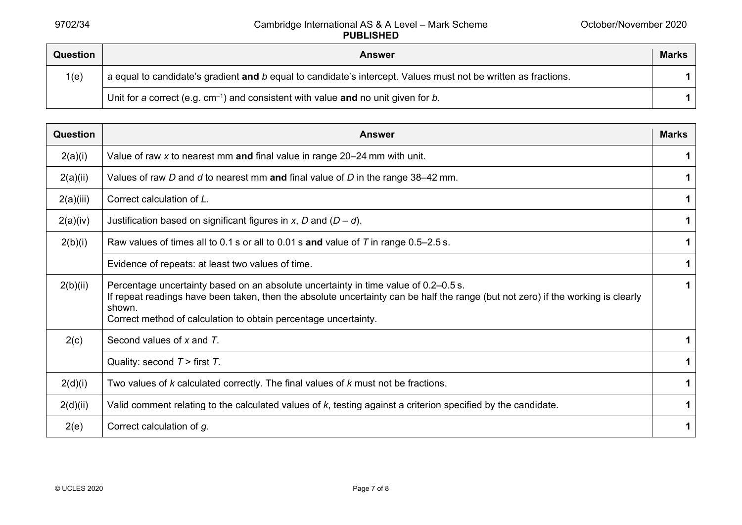| Question | Answer | Marks |
|---|---|---|
| 1(e) | $a$ equal to candidate's gradient **and** $b$ equal to candidate's intercept. Values must not be written as fractions. | 1 |
| | Unit for $a$ correct (e.g. $cm^{-1}$) and consistent with value **and** no unit given for $b$. | 1 |

| Question | Answer | Marks |
|---|---|---|
| 2(a)(i) | Value of raw $x$ to nearest mm **and** final value in range 20–24 mm with unit. | 1 |
| 2(a)(ii) | Values of raw $D$ and $d$ to nearest mm **and** final value of $D$ in the range 38–42 mm. | 1 |
| 2(a)(iii) | Correct calculation of $L$. | 1 |
| 2(a)(iv) | Justification based on significant figures in $x$, $D$ and $(D - d)$. | 1 |
| 2(b)(i) | Raw values of times all to 0.1 s or all to 0.01 s **and** value of $T$ in range 0.5–2.5 s. | 1 |
| | Evidence of repeats: at least two values of time. | 1 |
| 2(b)(ii) | Percentage uncertainty based on an absolute uncertainty in time value of 0.2–0.5 s.<br>If repeat readings have been taken, then the absolute uncertainty can be half the range (but not zero) if the working is clearly shown.<br>Correct method of calculation to obtain percentage uncertainty. | 1 |
| 2(c) | Second values of $x$ and $T$. | 1 |
| | Quality: second $T$ > first $T$. | 1 |
| 2(d)(i) | Two values of $k$ calculated correctly. The final values of $k$ must not be fractions. | 1 |
| 2(d)(ii) | Valid comment relating to the calculated values of $k$, testing against a criterion specified by the candidate. | 1 |
| 2(e) | Correct calculation of $g$. | 1 |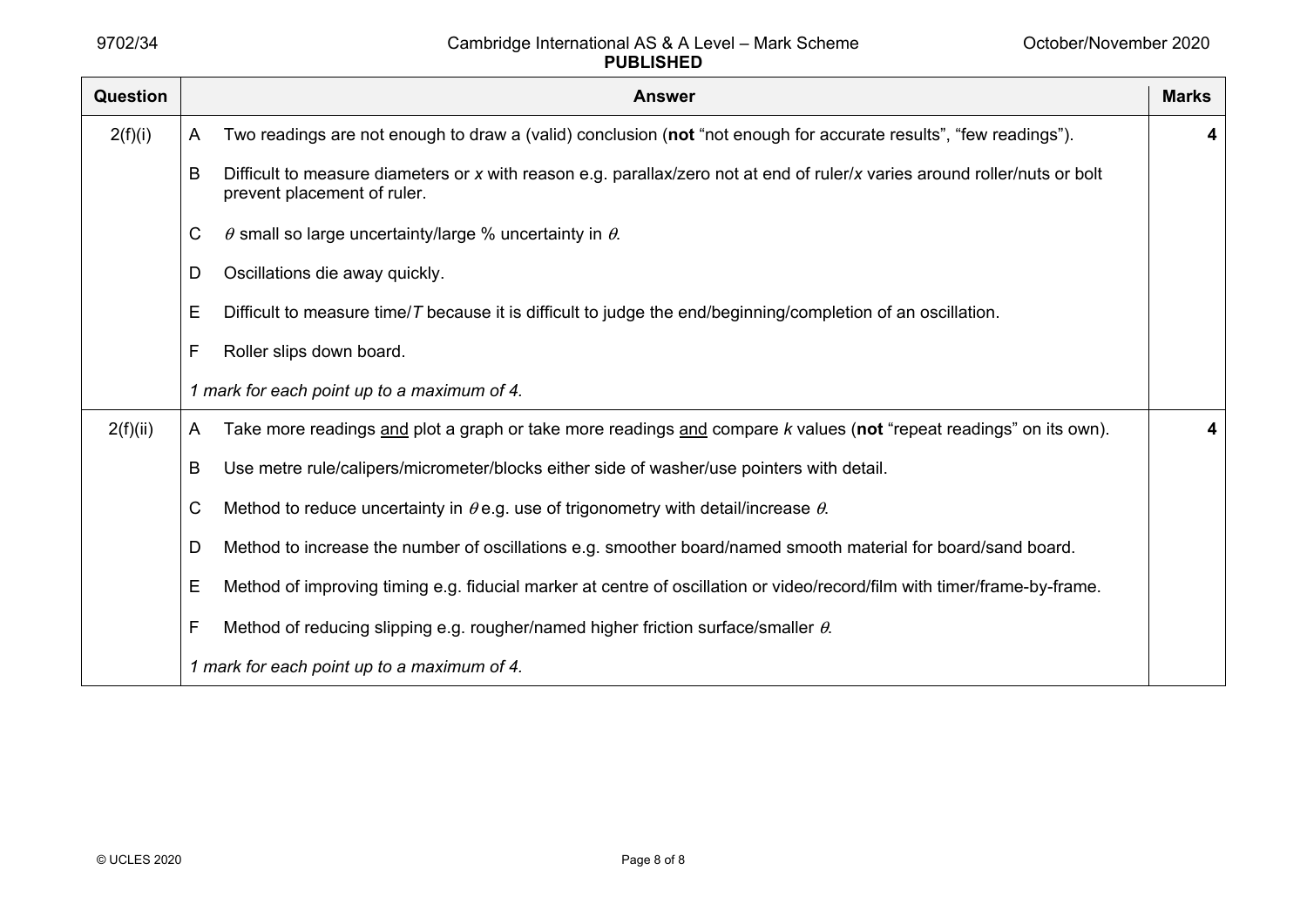| Question | Answer | Marks |
|---|---|---|
| 2(f)(i) | A Two readings are not enough to draw a (valid) conclusion (**not** "not enough for accurate results", "few readings").<br><br>B Difficult to measure diameters or *x* with reason e.g. parallax/zero not at end of ruler/*x* varies around roller/nuts or bolt prevent placement of ruler.<br><br>C $\theta$ small so large uncertainty/large % uncertainty in $\theta$.<br><br>D Oscillations die away quickly.<br><br>E Difficult to measure time/*T* because it is difficult to judge the end/beginning/completion of an oscillation.<br><br>F Roller slips down board.<br><br>*1 mark for each point up to a maximum of 4.* | 4 |
| 2(f)(ii) | A Take more readings and plot a graph or take more readings and compare *k* values (**not** "repeat readings" on its own).<br><br>B Use metre rule/calipers/micrometer/blocks either side of washer/use pointers with detail.<br><br>C Method to reduce uncertainty in $\theta$ e.g. use of trigonometry with detail/increase $\theta$.<br><br>D Method to increase the number of oscillations e.g. smoother board/named smooth material for board/sand board.<br><br>E Method of improving timing e.g. fiducial marker at centre of oscillation or video/record/film with timer/frame-by-frame.<br><br>F Method of reducing slipping e.g. rougher/named higher friction surface/smaller $\theta$.<br><br>*1 mark for each point up to a maximum of 4.* | 4 |